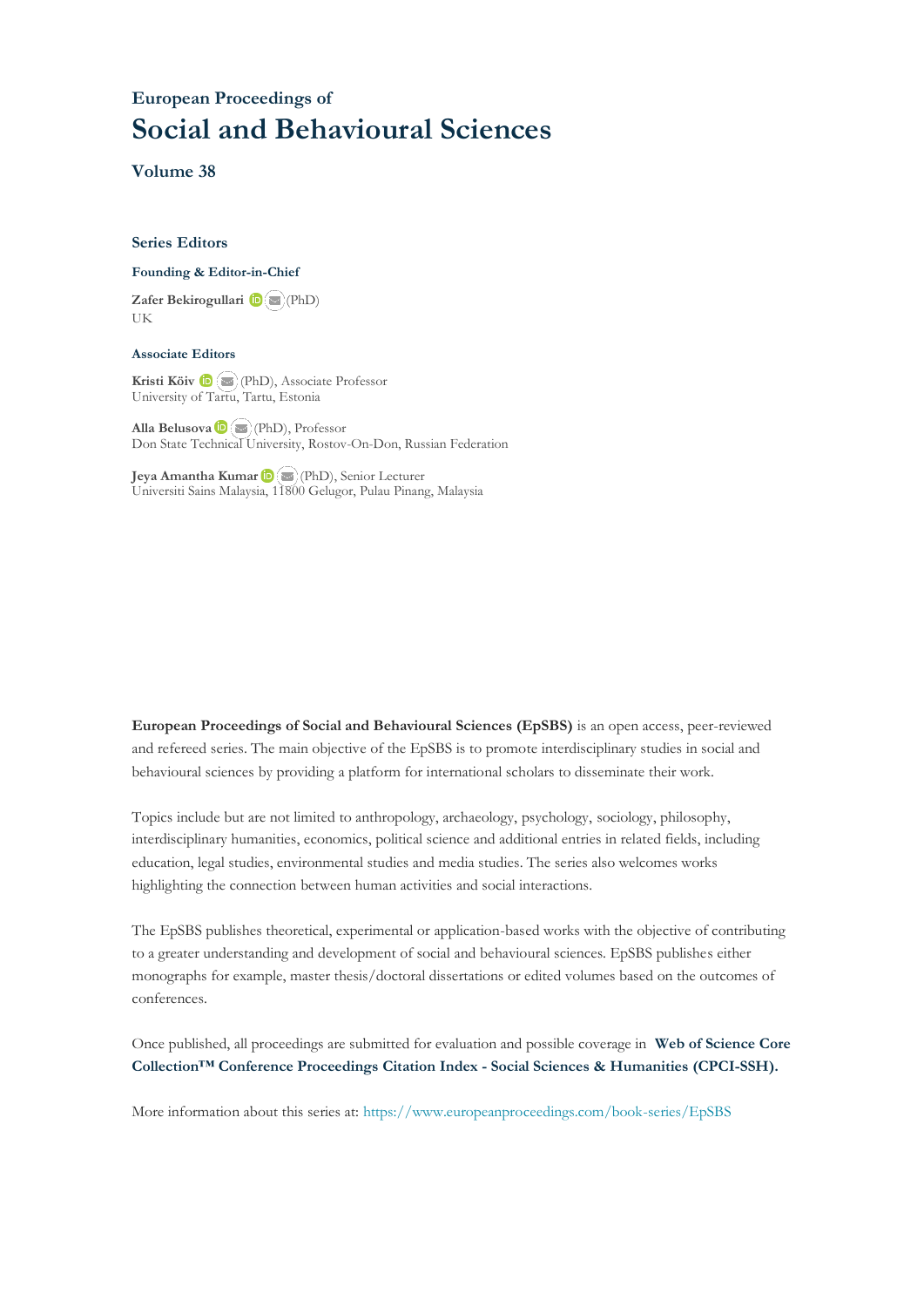European Proceedings of

# Social and Behavioural Sciences

### Volume 38

### Series Editors

**Founding & Editor-in-Chief**

**Zafer Bekirogullari** (PhD)
UK

**Associate Editors**

**Kristi Köiv** (PhD), Associate Professor
University of Tartu, Tartu, Estonia

**Alla Belusova** (PhD), Professor
Don State Technical University, Rostov-On-Don, Russian Federation

**Jeya Amantha Kumar** (PhD), Senior Lecturer
Universiti Sains Malaysia, 11800 Gelugor, Pulau Pinang, Malaysia

**European Proceedings of Social and Behavioural Sciences (EpSBS)** is an open access, peer-reviewed and refereed series. The main objective of the EpSBS is to promote interdisciplinary studies in social and behavioural sciences by providing a platform for international scholars to disseminate their work.

Topics include but are not limited to anthropology, archaeology, psychology, sociology, philosophy, interdisciplinary humanities, economics, political science and additional entries in related fields, including education, legal studies, environmental studies and media studies. The series also welcomes works highlighting the connection between human activities and social interactions.

The EpSBS publishes theoretical, experimental or application-based works with the objective of contributing to a greater understanding and development of social and behavioural sciences. EpSBS publishes either monographs for example, master thesis/doctoral dissertations or edited volumes based on the outcomes of conferences.

Once published, all proceedings are submitted for evaluation and possible coverage in **Web of Science Core Collection™ Conference Proceedings Citation Index - Social Sciences & Humanities (CPCI-SSH).**

More information about this series at: https://www.europeanproceedings.com/book-series/EpSBS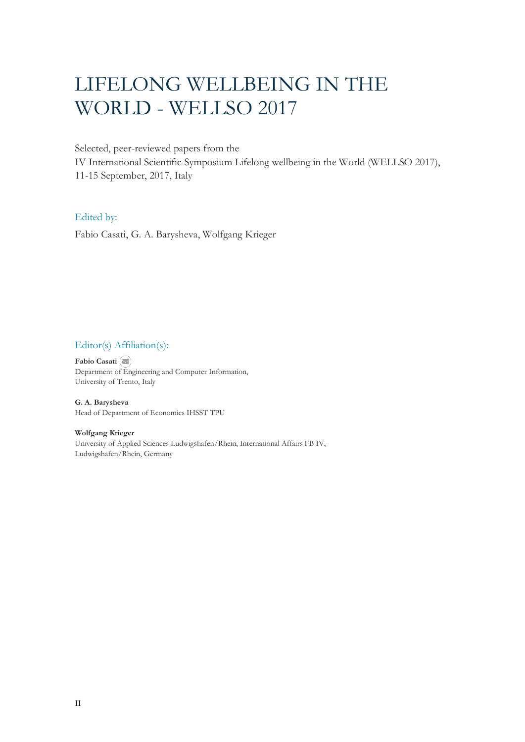# LIFELONG WELLBEING IN THE WORLD - WELLSO 2017

Selected, peer-reviewed papers from the
IV International Scientific Symposium Lifelong wellbeing in the World (WELLSO 2017),
11-15 September, 2017, Italy

## Edited by:

Fabio Casati, G. A. Barysheva, Wolfgang Krieger

## Editor(s) Affiliation(s):

**Fabio Casati**
Department of Engineering and Computer Information,
University of Trento, Italy

**G. A. Barysheva**
Head of Department of Economics IHSST TPU

**Wolfgang Krieger**
University of Applied Sciences Ludwigshafen/Rhein, International Affairs FB IV,
Ludwigshafen/Rhein, Germany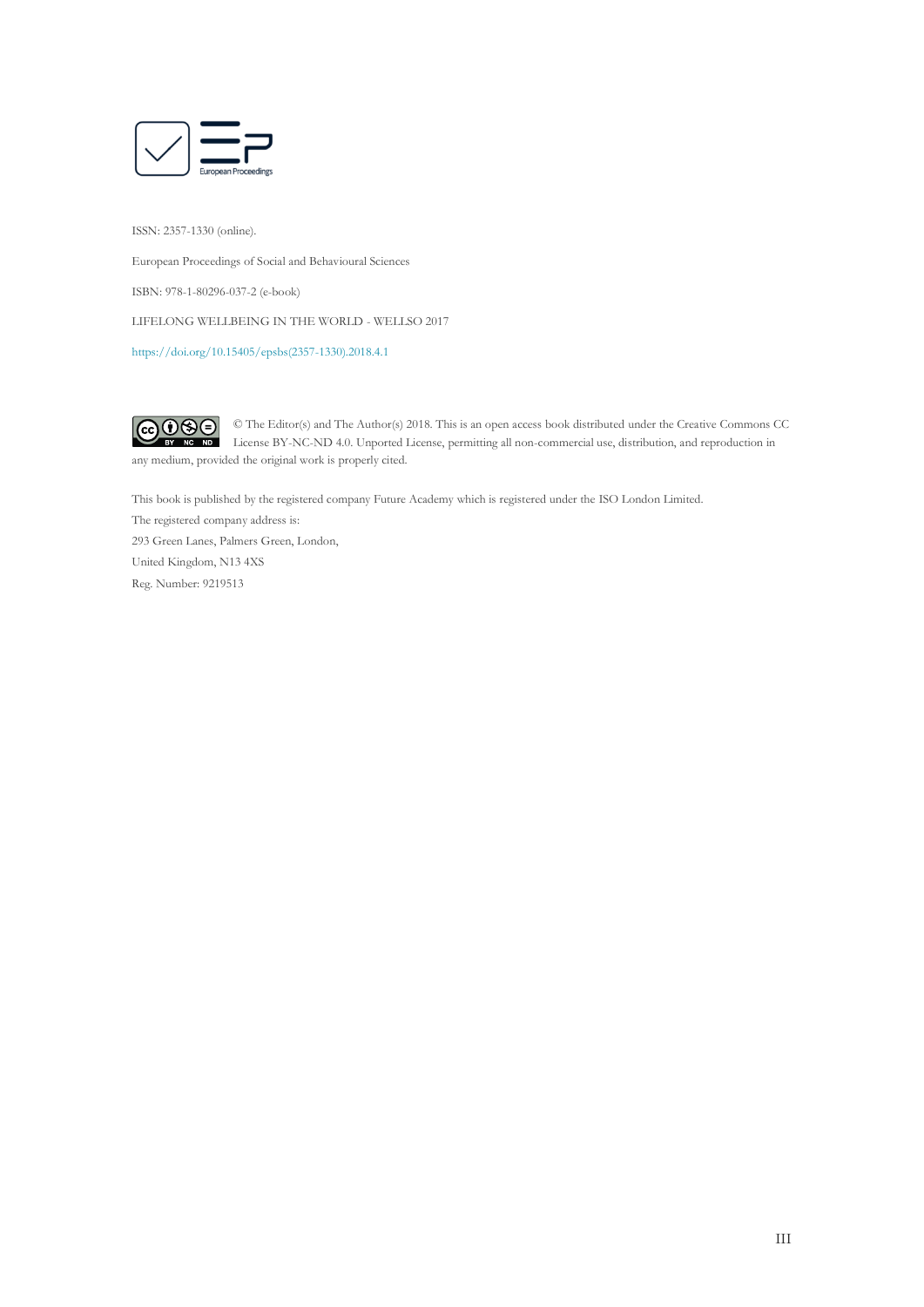ISSN: 2357-1330 (online).

European Proceedings of Social and Behavioural Sciences

ISBN: 978-1-80296-037-2 (e-book)

LIFELONG WELLBEING IN THE WORLD - WELLSO 2017

https://doi.org/10.15405/epsbs(2357-1330).2018.4.1

© The Editor(s) and The Author(s) 2018. This is an open access book distributed under the Creative Commons CC License BY-NC-ND 4.0. Unported License, permitting all non-commercial use, distribution, and reproduction in any medium, provided the original work is properly cited.

This book is published by the registered company Future Academy which is registered under the ISO London Limited.

The registered company address is:

293 Green Lanes, Palmers Green, London,

United Kingdom, N13 4XS

Reg. Number: 9219513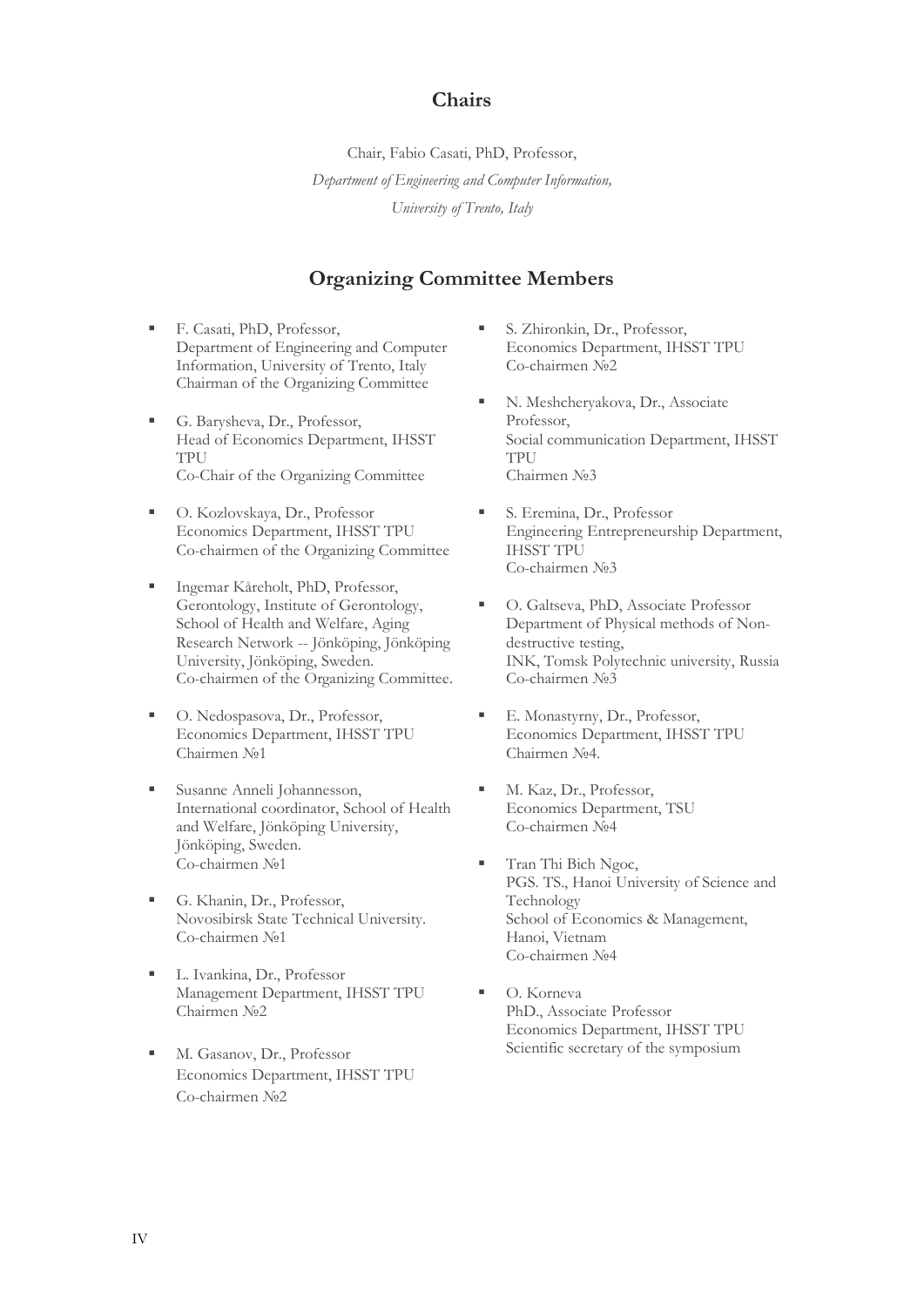## Chairs

Chair, Fabio Casati, PhD, Professor,

*Department of Engineering and Computer Information,*

*University of Trento, Italy*

## Organizing Committee Members

- F. Casati, PhD, Professor,
  Department of Engineering and Computer Information, University of Trento, Italy
  Chairman of the Organizing Committee

- G. Barysheva, Dr., Professor,
  Head of Economics Department, IHSST TPU
  Co-Chair of the Organizing Committee

- O. Kozlovskaya, Dr., Professor
  Economics Department, IHSST TPU
  Co-chairmen of the Organizing Committee

- Ingemar Kåreholt, PhD, Professor,
  Gerontology, Institute of Gerontology, School of Health and Welfare, Aging Research Network -- Jönköping, Jönköping University, Jönköping, Sweden.
  Co-chairmen of the Organizing Committee.

- O. Nedospasova, Dr., Professor,
  Economics Department, IHSST TPU
  Chairmen №1

- Susanne Anneli Johannesson,
  International coordinator, School of Health and Welfare, Jönköping University, Jönköping, Sweden.
  Co-chairmen №1

- G. Khanin, Dr., Professor,
  Novosibirsk State Technical University.
  Co-chairmen №1

- L. Ivankina, Dr., Professor
  Management Department, IHSST TPU
  Chairmen №2

- M. Gasanov, Dr., Professor
  Economics Department, IHSST TPU
  Co-chairmen №2

- S. Zhironkin, Dr., Professor,
  Economics Department, IHSST TPU
  Co-chairmen №2

- N. Meshcheryakova, Dr., Associate Professor,
  Social communication Department, IHSST TPU
  Chairmen №3

- S. Eremina, Dr., Professor
  Engineering Entrepreneurship Department, IHSST TPU
  Co-chairmen №3

- O. Galtseva, PhD, Associate Professor
  Department of Physical methods of Non-destructive testing,
  INK, Tomsk Polytechnic university, Russia
  Co-chairmen №3

- E. Monastyrny, Dr., Professor,
  Economics Department, IHSST TPU
  Chairmen №4.

- M. Kaz, Dr., Professor,
  Economics Department, TSU
  Co-chairmen №4

- Tran Thi Bich Ngoc,
  PGS. TS., Hanoi University of Science and Technology
  School of Economics & Management, Hanoi, Vietnam
  Co-chairmen №4

- O. Korneva
  PhD., Associate Professor
  Economics Department, IHSST TPU
  Scientific secretary of the symposium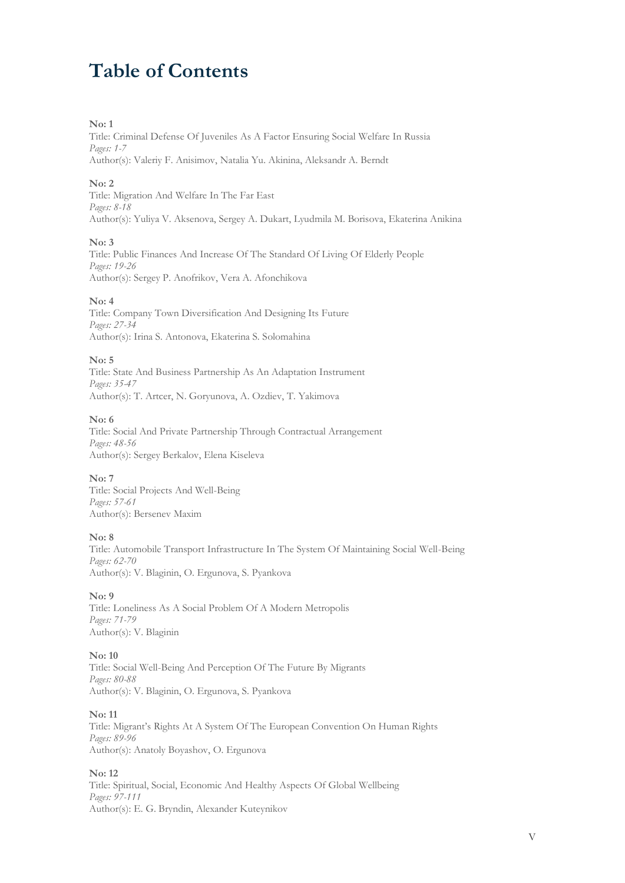# Table of Contents

**No: 1**
Title: Criminal Defense Of Juveniles As A Factor Ensuring Social Welfare In Russia
*Pages: 1-7*
Author(s): Valeriy F. Anisimov, Natalia Yu. Akinina, Aleksandr A. Berndt

**No: 2**
Title: Migration And Welfare In The Far East
*Pages: 8-18*
Author(s): Yuliya V. Aksenova, Sergey A. Dukart, Lyudmila M. Borisova, Ekaterina Anikina

**No: 3**
Title: Public Finances And Increase Of The Standard Of Living Of Elderly People
*Pages: 19-26*
Author(s): Sergey P. Anofrikov, Vera A. Afonchikova

**No: 4**
Title: Company Town Diversification And Designing Its Future
*Pages: 27-34*
Author(s): Irina S. Antonova, Ekaterina S. Solomahina

**No: 5**
Title: State And Business Partnership As An Adaptation Instrument
*Pages: 35-47*
Author(s): T. Artcer, N. Goryunova, A. Ozdiev, T. Yakimova

**No: 6**
Title: Social And Private Partnership Through Contractual Arrangement
*Pages: 48-56*
Author(s): Sergey Berkalov, Elena Kiseleva

**No: 7**
Title: Social Projects And Well-Being
*Pages: 57-61*
Author(s): Bersenev Maxim

**No: 8**
Title: Automobile Transport Infrastructure In The System Of Maintaining Social Well-Being
*Pages: 62-70*
Author(s): V. Blaginin, O. Ergunova, S. Pyankova

**No: 9**
Title: Loneliness As A Social Problem Of A Modern Metropolis
*Pages: 71-79*
Author(s): V. Blaginin

**No: 10**
Title: Social Well-Being And Perception Of The Future By Migrants
*Pages: 80-88*
Author(s): V. Blaginin, O. Ergunova, S. Pyankova

**No: 11**
Title: Migrant's Rights At A System Of The European Convention On Human Rights
*Pages: 89-96*
Author(s): Anatoly Boyashov, O. Ergunova

**No: 12**
Title: Spiritual, Social, Economic And Healthy Aspects Of Global Wellbeing
*Pages: 97-111*
Author(s): E. G. Bryndin, Alexander Kuteynikov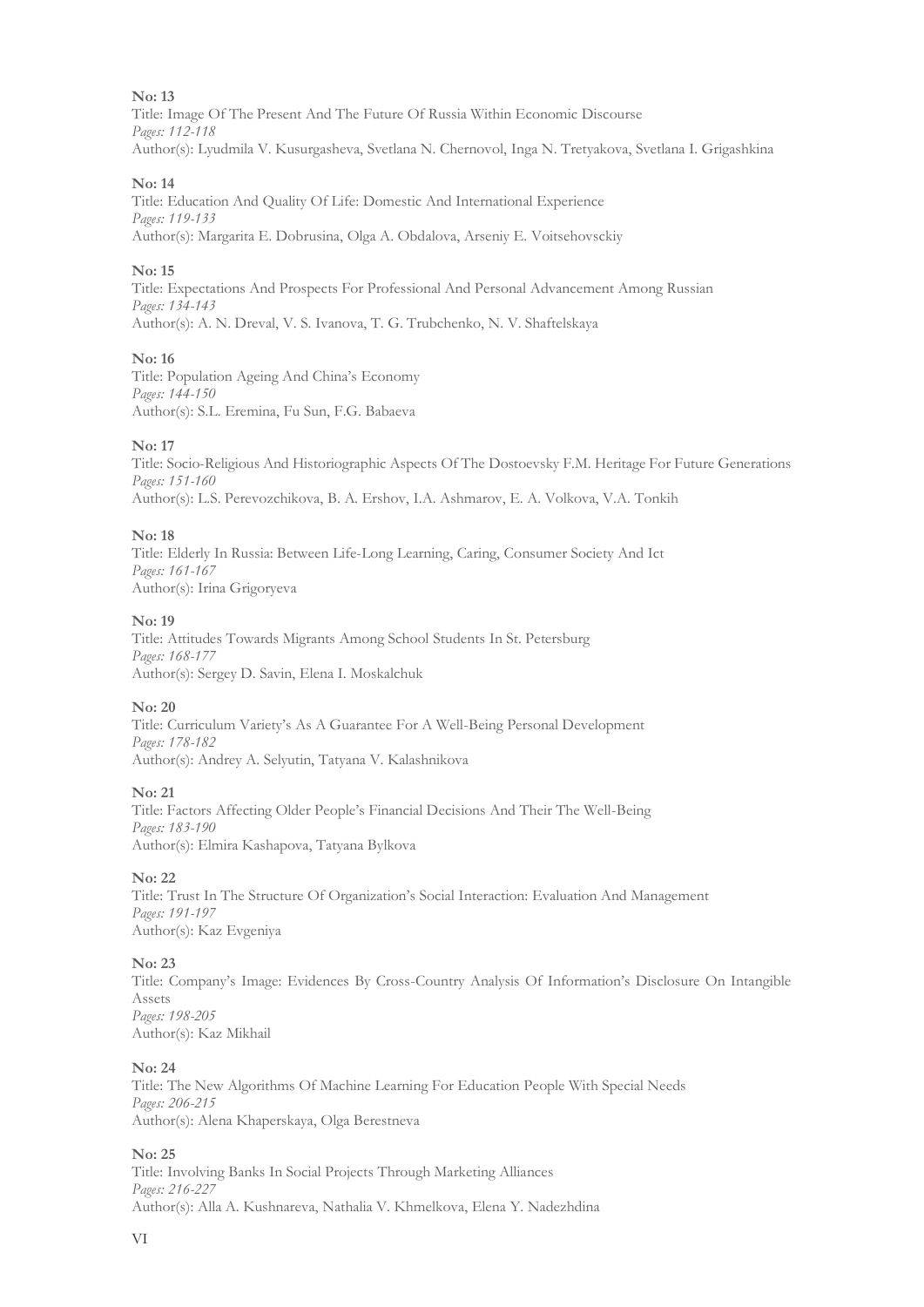**No: 13**
Title: Image Of The Present And The Future Of Russia Within Economic Discourse
*Pages: 112-118*
Author(s): Lyudmila V. Kusurgasheva, Svetlana N. Chernovol, Inga N. Tretyakova, Svetlana I. Grigashkina

**No: 14**
Title: Education And Quality Of Life: Domestic And International Experience
*Pages: 119-133*
Author(s): Margarita E. Dobrusina, Olga A. Obdalova, Arseniy E. Voitsehovsckiy

**No: 15**
Title: Expectations And Prospects For Professional And Personal Advancement Among Russian
*Pages: 134-143*
Author(s): A. N. Dreval, V. S. Ivanova, T. G. Trubchenko, N. V. Shaftelskaya

**No: 16**
Title: Population Ageing And China's Economy
*Pages: 144-150*
Author(s): S.L. Eremina, Fu Sun, F.G. Babaeva

**No: 17**
Title: Socio-Religious And Historiographic Aspects Of The Dostoevsky F.M. Heritage For Future Generations
*Pages: 151-160*
Author(s): L.S. Perevozchikova, B. A. Ershov, I.A. Ashmarov, E. A. Volkova, V.A. Tonkih

**No: 18**
Title: Elderly In Russia: Between Life-Long Learning, Caring, Consumer Society And Ict
*Pages: 161-167*
Author(s): Irina Grigoryeva

**No: 19**
Title: Attitudes Towards Migrants Among School Students In St. Petersburg
*Pages: 168-177*
Author(s): Sergey D. Savin, Elena I. Moskalchuk

**No: 20**
Title: Curriculum Variety's As A Guarantee For A Well-Being Personal Development
*Pages: 178-182*
Author(s): Andrey A. Selyutin, Tatyana V. Kalashnikova

**No: 21**
Title: Factors Affecting Older People's Financial Decisions And Their The Well-Being
*Pages: 183-190*
Author(s): Elmira Kashapova, Tatyana Bylkova

**No: 22**
Title: Trust In The Structure Of Organization's Social Interaction: Evaluation And Management
*Pages: 191-197*
Author(s): Kaz Evgeniya

**No: 23**
Title: Company's Image: Evidences By Cross-Country Analysis Of Information's Disclosure On Intangible Assets
*Pages: 198-205*
Author(s): Kaz Mikhail

**No: 24**
Title: The New Algorithms Of Machine Learning For Education People With Special Needs
*Pages: 206-215*
Author(s): Alena Khaperskaya, Olga Berestneva

**No: 25**
Title: Involving Banks In Social Projects Through Marketing Alliances
*Pages: 216-227*
Author(s): Alla A. Kushnareva, Nathalia V. Khmelkova, Elena Y. Nadezhdina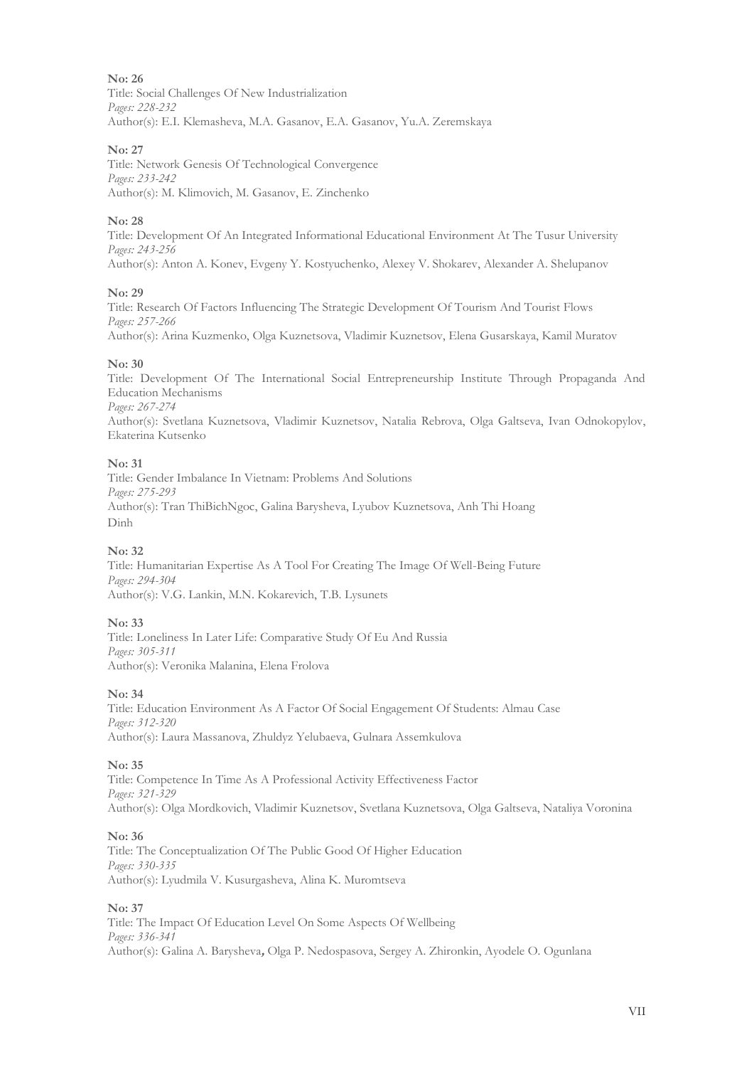**No: 26**
Title: Social Challenges Of New Industrialization
*Pages: 228-232*
Author(s): E.I. Klemasheva, M.A. Gasanov, E.A. Gasanov, Yu.A. Zeremskaya

**No: 27**
Title: Network Genesis Of Technological Convergence
*Pages: 233-242*
Author(s): M. Klimovich, M. Gasanov, E. Zinchenko

**No: 28**
Title: Development Of An Integrated Informational Educational Environment At The Tusur University
*Pages: 243-256*
Author(s): Anton A. Konev, Evgeny Y. Kostyuchenko, Alexey V. Shokarev, Alexander A. Shelupanov

**No: 29**
Title: Research Of Factors Influencing The Strategic Development Of Tourism And Tourist Flows
*Pages: 257-266*
Author(s): Arina Kuzmenko, Olga Kuznetsova, Vladimir Kuznetsov, Elena Gusarskaya, Kamil Muratov

**No: 30**
Title: Development Of The International Social Entrepreneurship Institute Through Propaganda And Education Mechanisms
*Pages: 267-274*
Author(s): Svetlana Kuznetsova, Vladimir Kuznetsov, Natalia Rebrova, Olga Galtseva, Ivan Odnokopylov, Ekaterina Kutsenko

**No: 31**
Title: Gender Imbalance In Vietnam: Problems And Solutions
*Pages: 275-293*
Author(s): Tran ThiBichNgoc, Galina Barysheva, Lyubov Kuznetsova, Anh Thi Hoang Dinh

**No: 32**
Title: Humanitarian Expertise As A Tool For Creating The Image Of Well-Being Future
*Pages: 294-304*
Author(s): V.G. Lankin, M.N. Kokarevich, T.B. Lysunets

**No: 33**
Title: Loneliness In Later Life: Comparative Study Of Eu And Russia
*Pages: 305-311*
Author(s): Veronika Malanina, Elena Frolova

**No: 34**
Title: Education Environment As A Factor Of Social Engagement Of Students: Almau Case
*Pages: 312-320*
Author(s): Laura Massanova, Zhuldyz Yelubaeva, Gulnara Assemkulova

**No: 35**
Title: Competence In Time As A Professional Activity Effectiveness Factor
*Pages: 321-329*
Author(s): Olga Mordkovich, Vladimir Kuznetsov, Svetlana Kuznetsova, Olga Galtseva, Nataliya Voronina

**No: 36**
Title: The Conceptualization Of The Public Good Of Higher Education
*Pages: 330-335*
Author(s): Lyudmila V. Kusurgasheva, Alina K. Muromtseva

**No: 37**
Title: The Impact Of Education Level On Some Aspects Of Wellbeing
*Pages: 336-341*
Author(s): Galina A. Barysheva**,** Olga P. Nedospasova, Sergey A. Zhironkin, Ayodele O. Ogunlana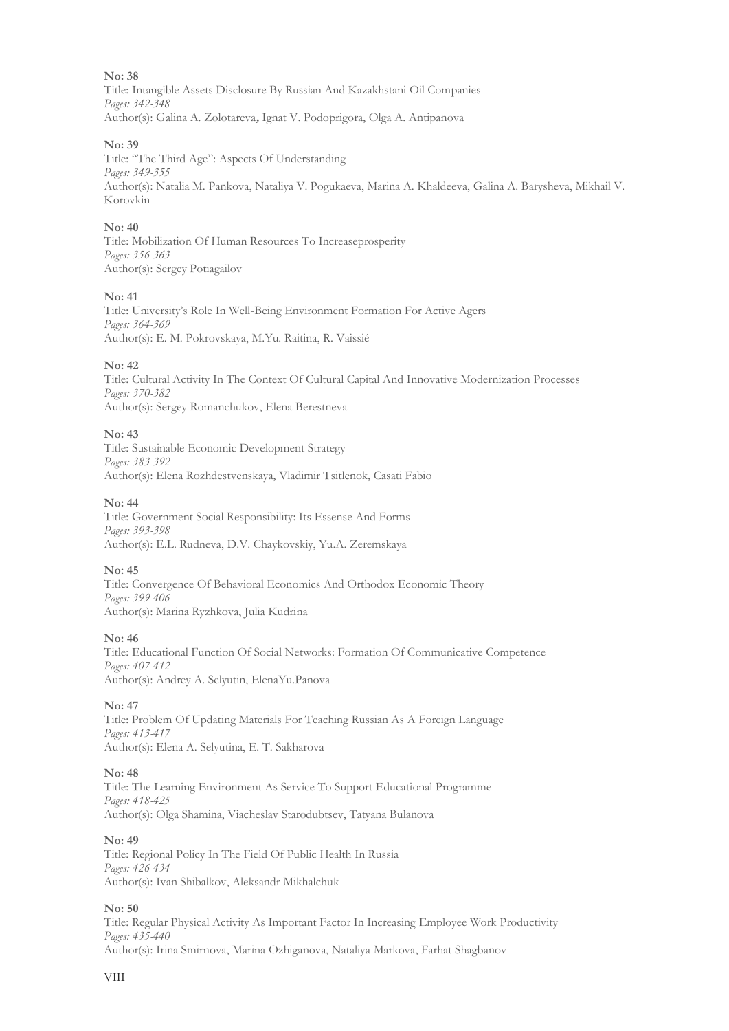**No: 38**
Title: Intangible Assets Disclosure By Russian And Kazakhstani Oil Companies
*Pages: 342-348*
Author(s): Galina A. Zolotareva**,** Ignat V. Podoprigora, Olga A. Antipanova

**No: 39**
Title: "The Third Age": Aspects Of Understanding
*Pages: 349-355*
Author(s): Natalia M. Pankova, Nataliya V. Pogukaeva, Marina A. Khaldeeva, Galina A. Barysheva, Mikhail V. Korovkin

**No: 40**
Title: Mobilization Of Human Resources To Increaseprosperity
*Pages: 356-363*
Author(s): Sergey Potiagailov

**No: 41**
Title: University's Role In Well-Being Environment Formation For Active Agers
*Pages: 364-369*
Author(s): E. M. Pokrovskaya, M.Yu. Raitina, R. Vaissié

**No: 42**
Title: Cultural Activity In The Context Of Cultural Capital And Innovative Modernization Processes
*Pages: 370-382*
Author(s): Sergey Romanchukov, Elena Berestneva

**No: 43**
Title: Sustainable Economic Development Strategy
*Pages: 383-392*
Author(s): Elena Rozhdestvenskaya, Vladimir Tsitlenok, Casati Fabio

**No: 44**
Title: Government Social Responsibility: Its Essense And Forms
*Pages: 393-398*
Author(s): E.L. Rudneva, D.V. Chaykovskiy, Yu.A. Zeremskaya

**No: 45**
Title: Convergence Of Behavioral Economics And Orthodox Economic Theory
*Pages: 399-406*
Author(s): Marina Ryzhkova, Julia Kudrina

**No: 46**
Title: Educational Function Of Social Networks: Formation Of Communicative Competence
*Pages: 407-412*
Author(s): Andrey A. Selyutin, ElenaYu.Panova

**No: 47**
Title: Problem Of Updating Materials For Teaching Russian As A Foreign Language
*Pages: 413-417*
Author(s): Elena A. Selyutina, E. T. Sakharova

**No: 48**
Title: The Learning Environment As Service To Support Educational Programme
*Pages: 418-425*
Author(s): Olga Shamina, Viacheslav Starodubtsev, Tatyana Bulanova

**No: 49**
Title: Regional Policy In The Field Of Public Health In Russia
*Pages: 426-434*
Author(s): Ivan Shibalkov, Aleksandr Mikhalchuk

**No: 50**
Title: Regular Physical Activity As Important Factor In Increasing Employee Work Productivity
*Pages: 435-440*
Author(s): Irina Smirnova, Marina Ozhiganova, Nataliya Markova, Farhat Shagbanov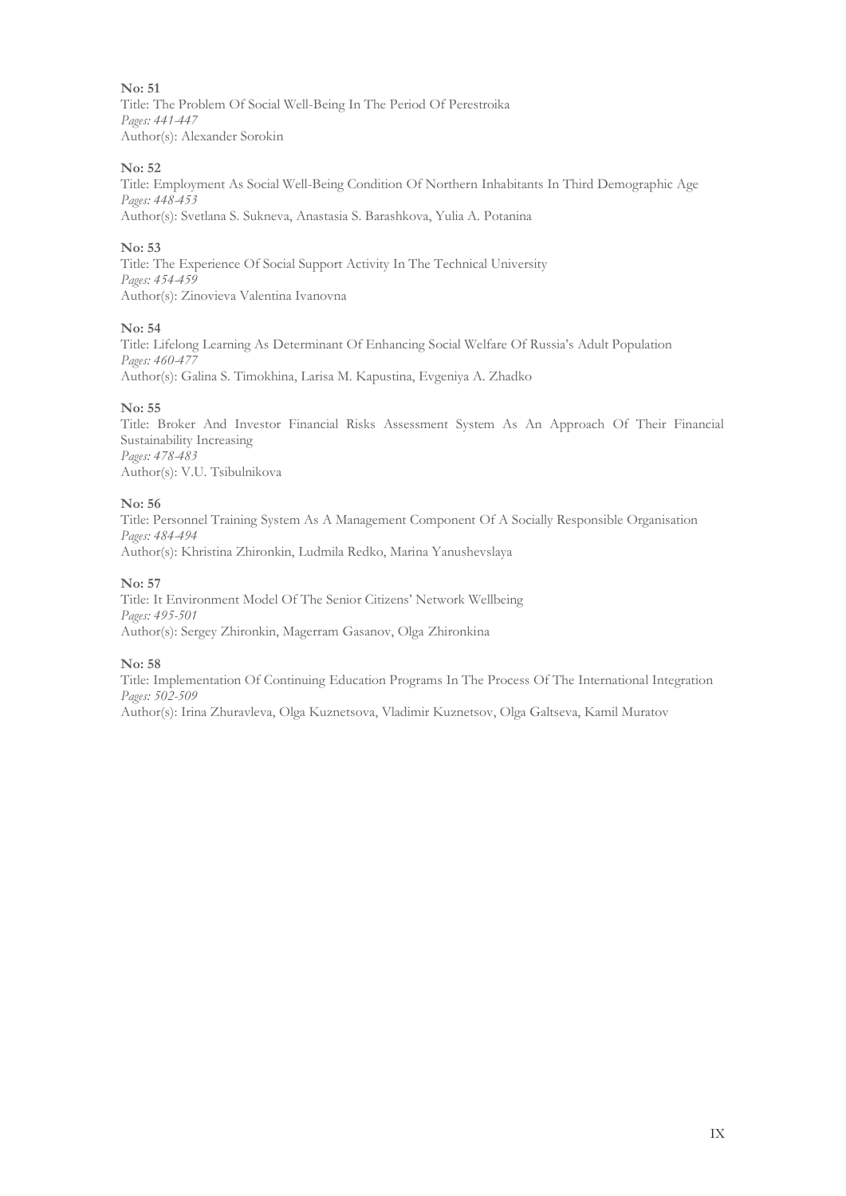**No: 51**
Title: The Problem Of Social Well-Being In The Period Of Perestroika
*Pages: 441-447*
Author(s): Alexander Sorokin

**No: 52**
Title: Employment As Social Well-Being Condition Of Northern Inhabitants In Third Demographic Age
*Pages: 448-453*
Author(s): Svetlana S. Sukneva, Anastasia S. Barashkova, Yulia A. Potanina

**No: 53**
Title: The Experience Of Social Support Activity In The Technical University
*Pages: 454-459*
Author(s): Zinovieva Valentina Ivanovna

**No: 54**
Title: Lifelong Learning As Determinant Of Enhancing Social Welfare Of Russia's Adult Population
*Pages: 460-477*
Author(s): Galina S. Timokhina, Larisa M. Kapustina, Evgeniya A. Zhadko

**No: 55**
Title: Broker And Investor Financial Risks Assessment System As An Approach Of Their Financial Sustainability Increasing
*Pages: 478-483*
Author(s): V.U. Tsibulnikova

**No: 56**
Title: Personnel Training System As A Management Component Of A Socially Responsible Organisation
*Pages: 484-494*
Author(s): Khristina Zhironkin, Ludmila Redko, Marina Yanushevslaya

**No: 57**
Title: It Environment Model Of The Senior Citizens' Network Wellbeing
*Pages: 495-501*
Author(s): Sergey Zhironkin, Magerram Gasanov, Olga Zhironkina

**No: 58**
Title: Implementation Of Continuing Education Programs In The Process Of The International Integration
*Pages: 502-509*
Author(s): Irina Zhuravleva, Olga Kuznetsova, Vladimir Kuznetsov, Olga Galtseva, Kamil Muratov